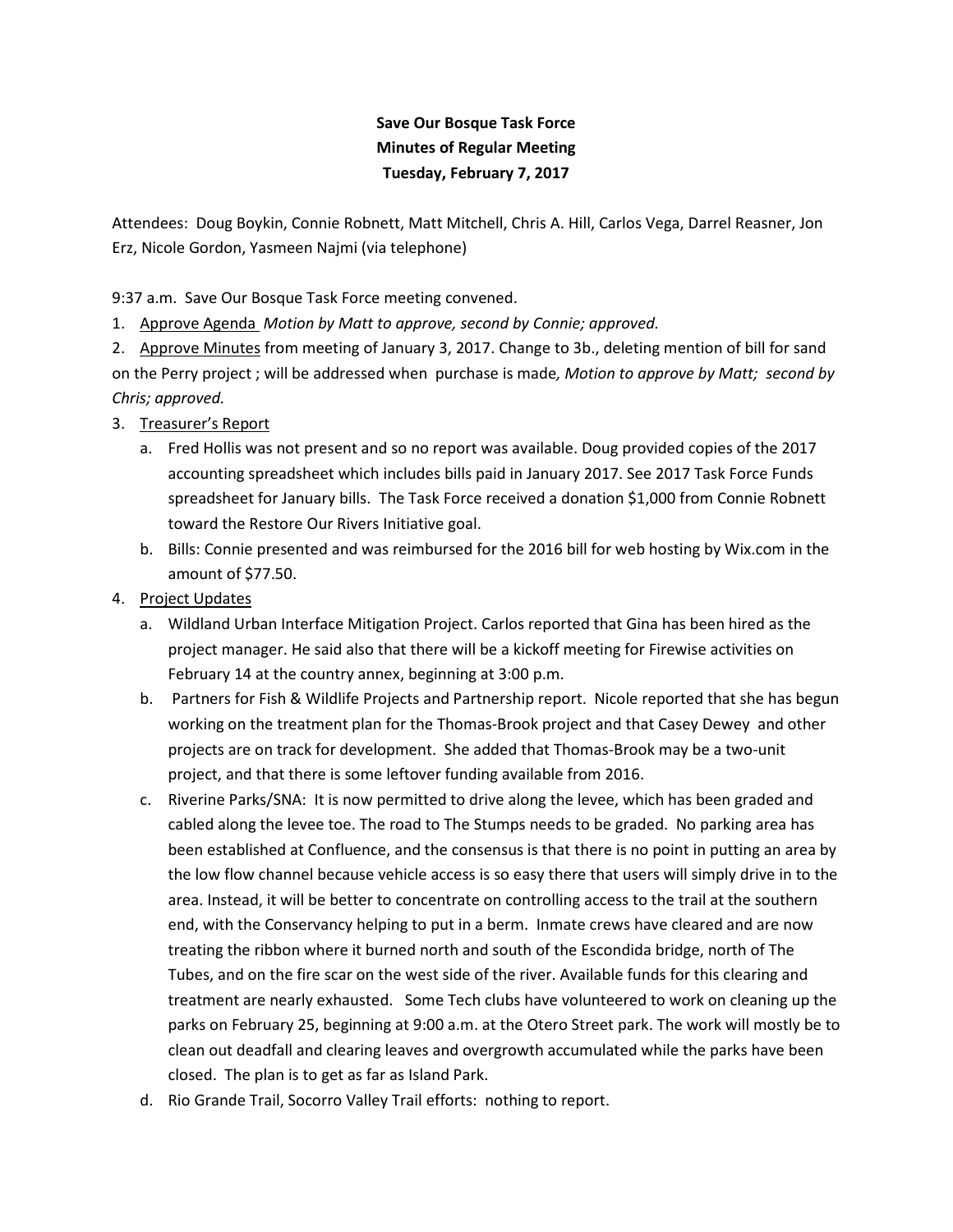**Save Our Bosque Task Force**
**Minutes of Regular Meeting**
**Tuesday, February 7, 2017**

Attendees: Doug Boykin, Connie Robnett, Matt Mitchell, Chris A. Hill, Carlos Vega, Darrel Reasner, Jon Erz, Nicole Gordon, Yasmeen Najmi (via telephone)

9:37 a.m. Save Our Bosque Task Force meeting convened.

1. Approve Agenda *Motion by Matt to approve, second by Connie; approved.*
2. Approve Minutes from meeting of January 3, 2017. Change to 3b., deleting mention of bill for sand on the Perry project ; will be addressed when purchase is made*, Motion to approve by Matt; second by Chris; approved.*
3. Treasurer's Report
   a. Fred Hollis was not present and so no report was available. Doug provided copies of the 2017 accounting spreadsheet which includes bills paid in January 2017. See 2017 Task Force Funds spreadsheet for January bills. The Task Force received a donation $1,000 from Connie Robnett toward the Restore Our Rivers Initiative goal.
   b. Bills: Connie presented and was reimbursed for the 2016 bill for web hosting by Wix.com in the amount of $77.50.
4. Project Updates
   a. Wildland Urban Interface Mitigation Project. Carlos reported that Gina has been hired as the project manager. He said also that there will be a kickoff meeting for Firewise activities on February 14 at the country annex, beginning at 3:00 p.m.
   b. Partners for Fish & Wildlife Projects and Partnership report. Nicole reported that she has begun working on the treatment plan for the Thomas-Brook project and that Casey Dewey and other projects are on track for development. She added that Thomas-Brook may be a two-unit project, and that there is some leftover funding available from 2016.
   c. Riverine Parks/SNA: It is now permitted to drive along the levee, which has been graded and cabled along the levee toe. The road to The Stumps needs to be graded. No parking area has been established at Confluence, and the consensus is that there is no point in putting an area by the low flow channel because vehicle access is so easy there that users will simply drive in to the area. Instead, it will be better to concentrate on controlling access to the trail at the southern end, with the Conservancy helping to put in a berm. Inmate crews have cleared and are now treating the ribbon where it burned north and south of the Escondida bridge, north of The Tubes, and on the fire scar on the west side of the river. Available funds for this clearing and treatment are nearly exhausted. Some Tech clubs have volunteered to work on cleaning up the parks on February 25, beginning at 9:00 a.m. at the Otero Street park. The work will mostly be to clean out deadfall and clearing leaves and overgrowth accumulated while the parks have been closed. The plan is to get as far as Island Park.
   d. Rio Grande Trail, Socorro Valley Trail efforts: nothing to report.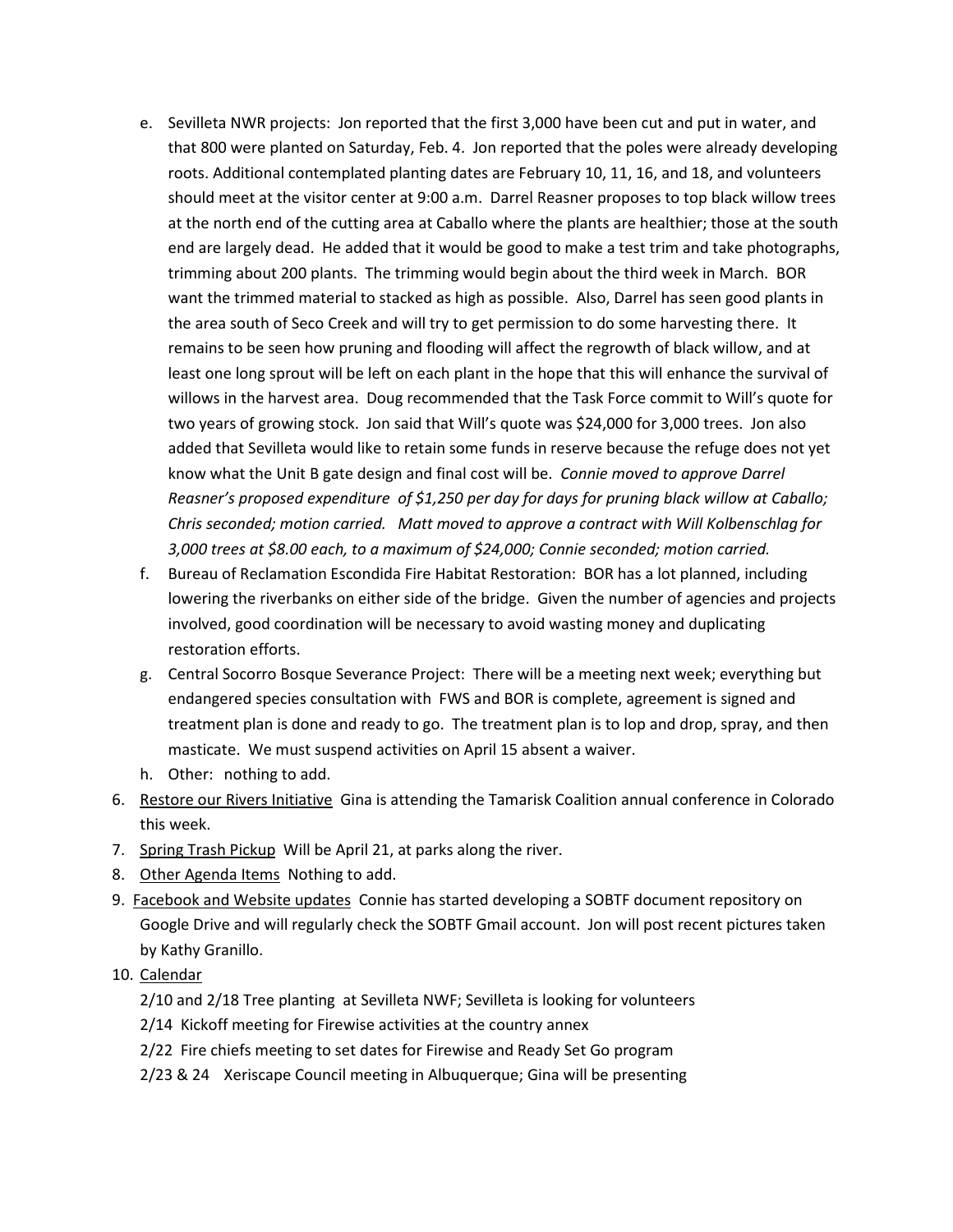e. Sevilleta NWR projects: Jon reported that the first 3,000 have been cut and put in water, and that 800 were planted on Saturday, Feb. 4. Jon reported that the poles were already developing roots. Additional contemplated planting dates are February 10, 11, 16, and 18, and volunteers should meet at the visitor center at 9:00 a.m. Darrel Reasner proposes to top black willow trees at the north end of the cutting area at Caballo where the plants are healthier; those at the south end are largely dead. He added that it would be good to make a test trim and take photographs, trimming about 200 plants. The trimming would begin about the third week in March. BOR want the trimmed material to stacked as high as possible. Also, Darrel has seen good plants in the area south of Seco Creek and will try to get permission to do some harvesting there. It remains to be seen how pruning and flooding will affect the regrowth of black willow, and at least one long sprout will be left on each plant in the hope that this will enhance the survival of willows in the harvest area. Doug recommended that the Task Force commit to Will's quote for two years of growing stock. Jon said that Will's quote was $24,000 for 3,000 trees. Jon also added that Sevilleta would like to retain some funds in reserve because the refuge does not yet know what the Unit B gate design and final cost will be. *Connie moved to approve Darrel Reasner's proposed expenditure of $1,250 per day for days for pruning black willow at Caballo; Chris seconded; motion carried. Matt moved to approve a contract with Will Kolbenschlag for 3,000 trees at $8.00 each, to a maximum of $24,000; Connie seconded; motion carried.*

f. Bureau of Reclamation Escondida Fire Habitat Restoration: BOR has a lot planned, including lowering the riverbanks on either side of the bridge. Given the number of agencies and projects involved, good coordination will be necessary to avoid wasting money and duplicating restoration efforts.

g. Central Socorro Bosque Severance Project: There will be a meeting next week; everything but endangered species consultation with FWS and BOR is complete, agreement is signed and treatment plan is done and ready to go. The treatment plan is to lop and drop, spray, and then masticate. We must suspend activities on April 15 absent a waiver.

h. Other: nothing to add.

6. Restore our Rivers Initiative Gina is attending the Tamarisk Coalition annual conference in Colorado this week.

7. Spring Trash Pickup Will be April 21, at parks along the river.

8. Other Agenda Items Nothing to add.

9. Facebook and Website updates Connie has started developing a SOBTF document repository on Google Drive and will regularly check the SOBTF Gmail account. Jon will post recent pictures taken by Kathy Granillo.

10. Calendar

    2/10 and 2/18 Tree planting at Sevilleta NWF; Sevilleta is looking for volunteers

    2/14 Kickoff meeting for Firewise activities at the country annex

    2/22 Fire chiefs meeting to set dates for Firewise and Ready Set Go program

    2/23 & 24 Xeriscape Council meeting in Albuquerque; Gina will be presenting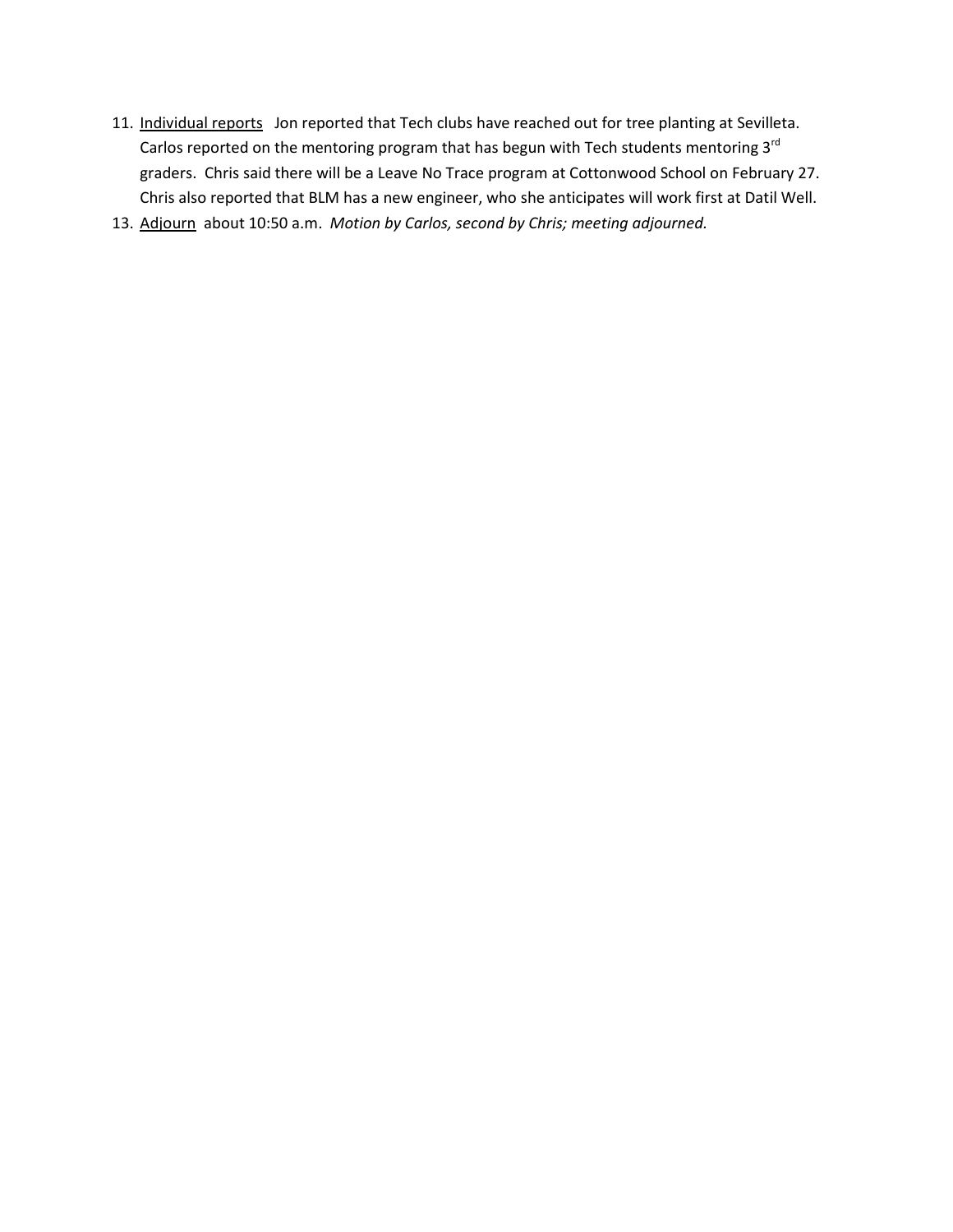11. <u>Individual reports</u> Jon reported that Tech clubs have reached out for tree planting at Sevilleta. Carlos reported on the mentoring program that has begun with Tech students mentoring 3rd graders. Chris said there will be a Leave No Trace program at Cottonwood School on February 27. Chris also reported that BLM has a new engineer, who she anticipates will work first at Datil Well.
13. <u>Adjourn</u> about 10:50 a.m. *Motion by Carlos, second by Chris; meeting adjourned.*